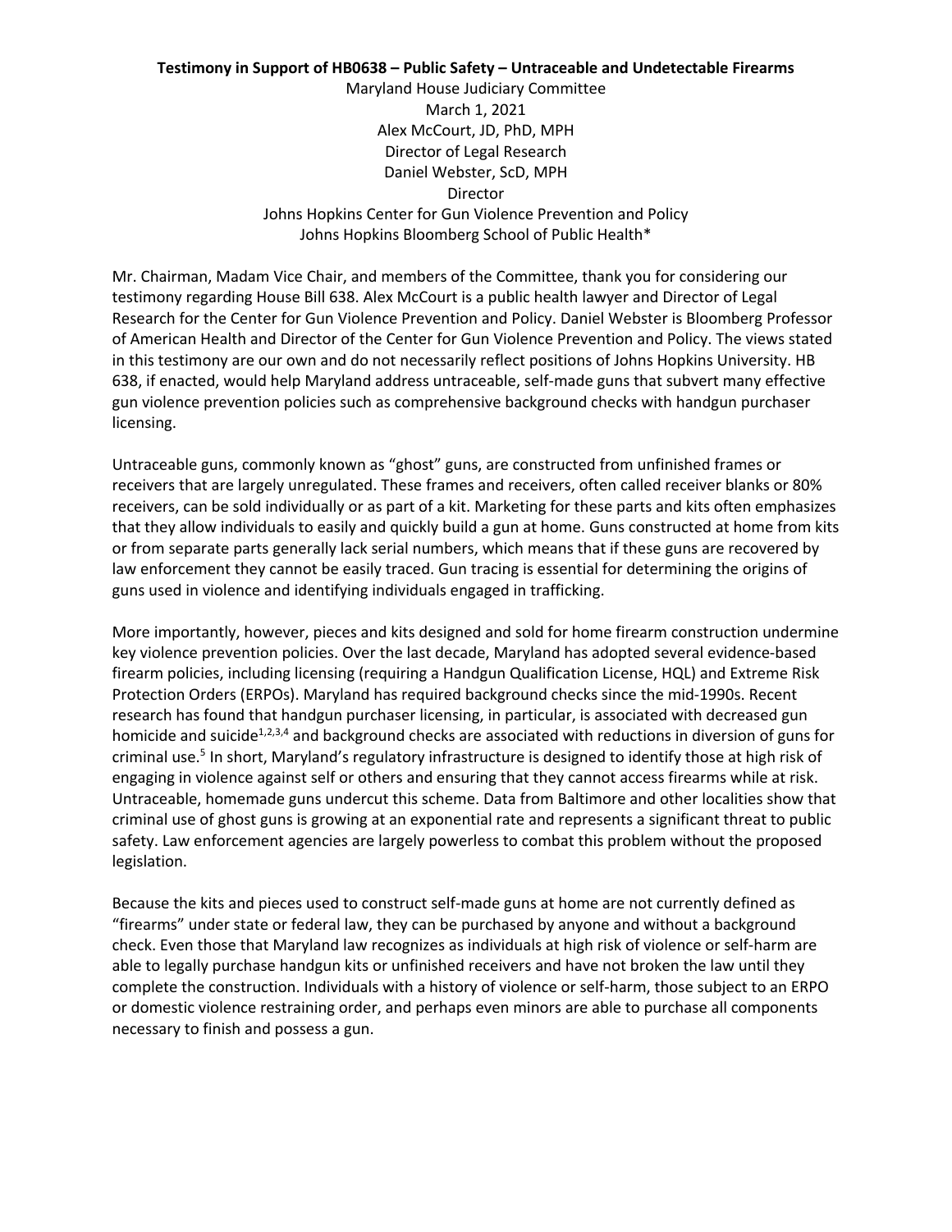**Testimony in Support of HB0638 – Public Safety – Untraceable and Undetectable Firearms**

Maryland House Judiciary Committee
March 1, 2021
Alex McCourt, JD, PhD, MPH
Director of Legal Research
Daniel Webster, ScD, MPH
Director
Johns Hopkins Center for Gun Violence Prevention and Policy
Johns Hopkins Bloomberg School of Public Health*

Mr. Chairman, Madam Vice Chair, and members of the Committee, thank you for considering our testimony regarding House Bill 638. Alex McCourt is a public health lawyer and Director of Legal Research for the Center for Gun Violence Prevention and Policy. Daniel Webster is Bloomberg Professor of American Health and Director of the Center for Gun Violence Prevention and Policy. The views stated in this testimony are our own and do not necessarily reflect positions of Johns Hopkins University. HB 638, if enacted, would help Maryland address untraceable, self-made guns that subvert many effective gun violence prevention policies such as comprehensive background checks with handgun purchaser licensing.

Untraceable guns, commonly known as "ghost" guns, are constructed from unfinished frames or receivers that are largely unregulated. These frames and receivers, often called receiver blanks or 80% receivers, can be sold individually or as part of a kit. Marketing for these parts and kits often emphasizes that they allow individuals to easily and quickly build a gun at home. Guns constructed at home from kits or from separate parts generally lack serial numbers, which means that if these guns are recovered by law enforcement they cannot be easily traced. Gun tracing is essential for determining the origins of guns used in violence and identifying individuals engaged in trafficking.

More importantly, however, pieces and kits designed and sold for home firearm construction undermine key violence prevention policies. Over the last decade, Maryland has adopted several evidence-based firearm policies, including licensing (requiring a Handgun Qualification License, HQL) and Extreme Risk Protection Orders (ERPOs). Maryland has required background checks since the mid-1990s. Recent research has found that handgun purchaser licensing, in particular, is associated with decreased gun homicide and suicide[1,2,3,4] and background checks are associated with reductions in diversion of guns for criminal use.[5] In short, Maryland's regulatory infrastructure is designed to identify those at high risk of engaging in violence against self or others and ensuring that they cannot access firearms while at risk. Untraceable, homemade guns undercut this scheme. Data from Baltimore and other localities show that criminal use of ghost guns is growing at an exponential rate and represents a significant threat to public safety. Law enforcement agencies are largely powerless to combat this problem without the proposed legislation.

Because the kits and pieces used to construct self-made guns at home are not currently defined as "firearms" under state or federal law, they can be purchased by anyone and without a background check. Even those that Maryland law recognizes as individuals at high risk of violence or self-harm are able to legally purchase handgun kits or unfinished receivers and have not broken the law until they complete the construction. Individuals with a history of violence or self-harm, those subject to an ERPO or domestic violence restraining order, and perhaps even minors are able to purchase all components necessary to finish and possess a gun.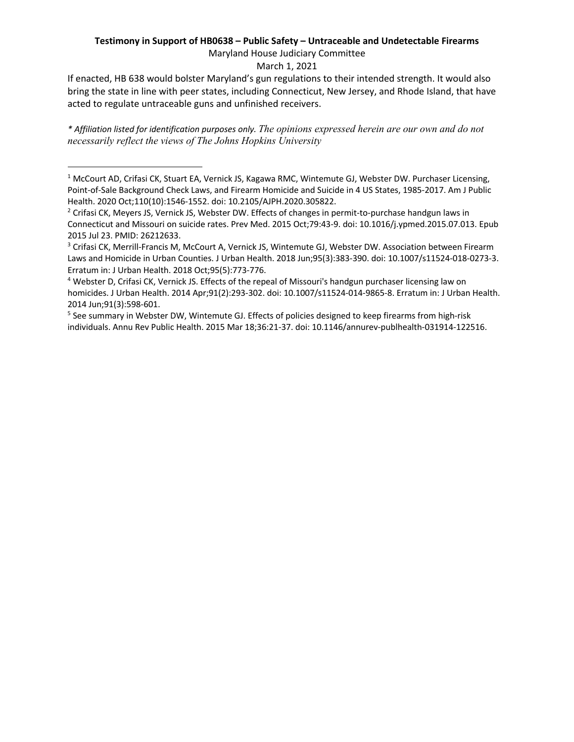If enacted, HB 638 would bolster Maryland's gun regulations to their intended strength. It would also bring the state in line with peer states, including Connecticut, New Jersey, and Rhode Island, that have acted to regulate untraceable guns and unfinished receivers.

*\* Affiliation listed for identification purposes only. The opinions expressed herein are our own and do not necessarily reflect the views of The Johns Hopkins University*

---

[1] McCourt AD, Crifasi CK, Stuart EA, Vernick JS, Kagawa RMC, Wintemute GJ, Webster DW. Purchaser Licensing, Point-of-Sale Background Check Laws, and Firearm Homicide and Suicide in 4 US States, 1985-2017. Am J Public Health. 2020 Oct;110(10):1546-1552. doi: 10.2105/AJPH.2020.305822.

[2] Crifasi CK, Meyers JS, Vernick JS, Webster DW. Effects of changes in permit-to-purchase handgun laws in Connecticut and Missouri on suicide rates. Prev Med. 2015 Oct;79:43-9. doi: 10.1016/j.ypmed.2015.07.013. Epub 2015 Jul 23. PMID: 26212633.

[3] Crifasi CK, Merrill-Francis M, McCourt A, Vernick JS, Wintemute GJ, Webster DW. Association between Firearm Laws and Homicide in Urban Counties. J Urban Health. 2018 Jun;95(3):383-390. doi: 10.1007/s11524-018-0273-3. Erratum in: J Urban Health. 2018 Oct;95(5):773-776.

[4] Webster D, Crifasi CK, Vernick JS. Effects of the repeal of Missouri's handgun purchaser licensing law on homicides. J Urban Health. 2014 Apr;91(2):293-302. doi: 10.1007/s11524-014-9865-8. Erratum in: J Urban Health. 2014 Jun;91(3):598-601.

[5] See summary in Webster DW, Wintemute GJ. Effects of policies designed to keep firearms from high-risk individuals. Annu Rev Public Health. 2015 Mar 18;36:21-37. doi: 10.1146/annurev-publhealth-031914-122516.